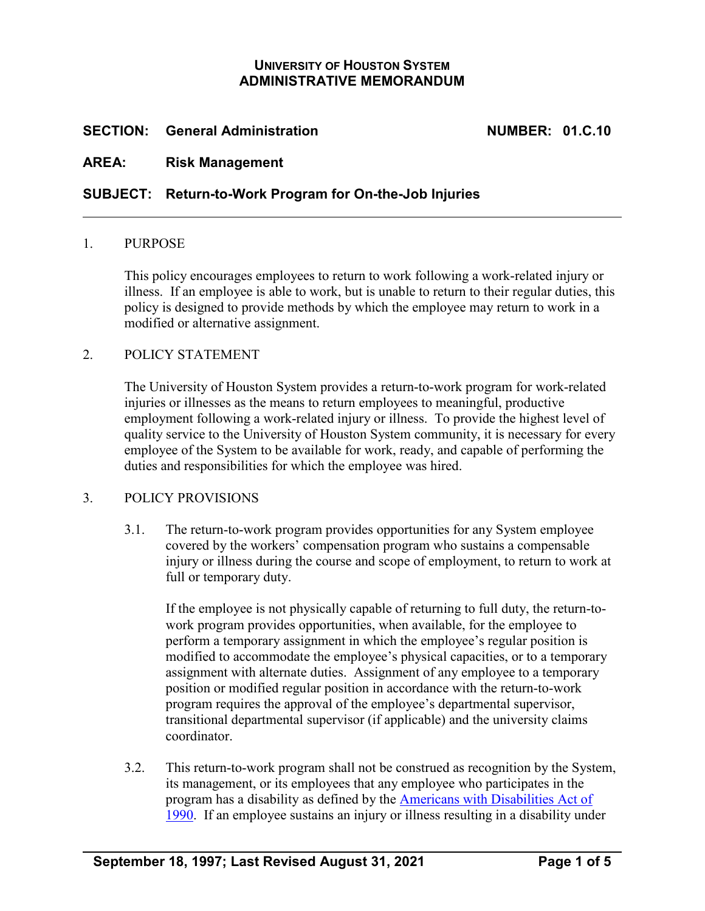**UNIVERSITY OF HOUSTON SYSTEM**
**ADMINISTRATIVE MEMORANDUM**

**SECTION: General Administration** **NUMBER: 01.C.10**

**AREA: Risk Management**

**SUBJECT: Return-to-Work Program for On-the-Job Injuries**

---

1. PURPOSE

   This policy encourages employees to return to work following a work-related injury or illness. If an employee is able to work, but is unable to return to their regular duties, this policy is designed to provide methods by which the employee may return to work in a modified or alternative assignment.

2. POLICY STATEMENT

   The University of Houston System provides a return-to-work program for work-related injuries or illnesses as the means to return employees to meaningful, productive employment following a work-related injury or illness. To provide the highest level of quality service to the University of Houston System community, it is necessary for every employee of the System to be available for work, ready, and capable of performing the duties and responsibilities for which the employee was hired.

3. POLICY PROVISIONS

   3.1. The return-to-work program provides opportunities for any System employee covered by the workers' compensation program who sustains a compensable injury or illness during the course and scope of employment, to return to work at full or temporary duty.

   If the employee is not physically capable of returning to full duty, the return-to-work program provides opportunities, when available, for the employee to perform a temporary assignment in which the employee's regular position is modified to accommodate the employee's physical capacities, or to a temporary assignment with alternate duties. Assignment of any employee to a temporary position or modified regular position in accordance with the return-to-work program requires the approval of the employee's departmental supervisor, transitional departmental supervisor (if applicable) and the university claims coordinator.

   3.2. This return-to-work program shall not be construed as recognition by the System, its management, or its employees that any employee who participates in the program has a disability as defined by the [Americans with Disabilities Act of 1990](). If an employee sustains an injury or illness resulting in a disability under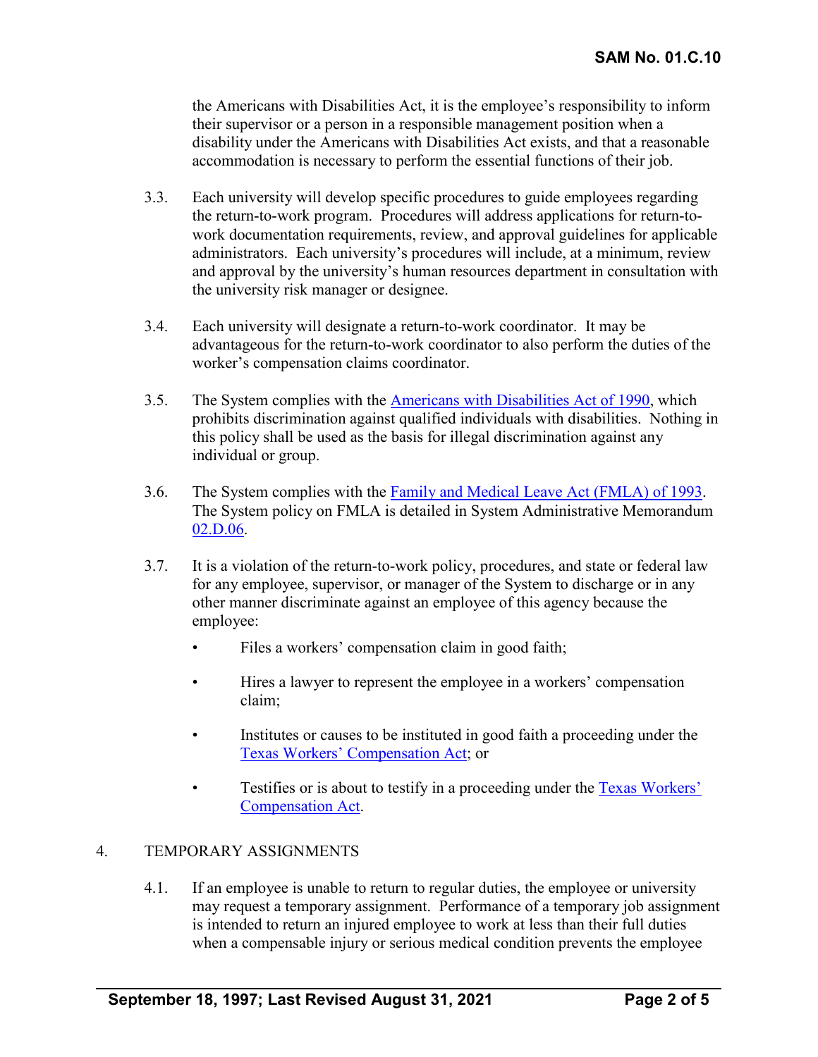the Americans with Disabilities Act, it is the employee's responsibility to inform their supervisor or a person in a responsible management position when a disability under the Americans with Disabilities Act exists, and that a reasonable accommodation is necessary to perform the essential functions of their job.

3.3. Each university will develop specific procedures to guide employees regarding the return-to-work program. Procedures will address applications for return-to-work documentation requirements, review, and approval guidelines for applicable administrators. Each university's procedures will include, at a minimum, review and approval by the university's human resources department in consultation with the university risk manager or designee.

3.4. Each university will designate a return-to-work coordinator. It may be advantageous for the return-to-work coordinator to also perform the duties of the worker's compensation claims coordinator.

3.5. The System complies with the [Americans with Disabilities Act of 1990](), which prohibits discrimination against qualified individuals with disabilities. Nothing in this policy shall be used as the basis for illegal discrimination against any individual or group.

3.6. The System complies with the [Family and Medical Leave Act (FMLA) of 1993](). The System policy on FMLA is detailed in System Administrative Memorandum [02.D.06]().

3.7. It is a violation of the return-to-work policy, procedures, and state or federal law for any employee, supervisor, or manager of the System to discharge or in any other manner discriminate against an employee of this agency because the employee:

- Files a workers' compensation claim in good faith;
- Hires a lawyer to represent the employee in a workers' compensation claim;
- Institutes or causes to be instituted in good faith a proceeding under the [Texas Workers' Compensation Act](); or
- Testifies or is about to testify in a proceeding under the [Texas Workers' Compensation Act]().

4. TEMPORARY ASSIGNMENTS

4.1. If an employee is unable to return to regular duties, the employee or university may request a temporary assignment. Performance of a temporary job assignment is intended to return an injured employee to work at less than their full duties when a compensable injury or serious medical condition prevents the employee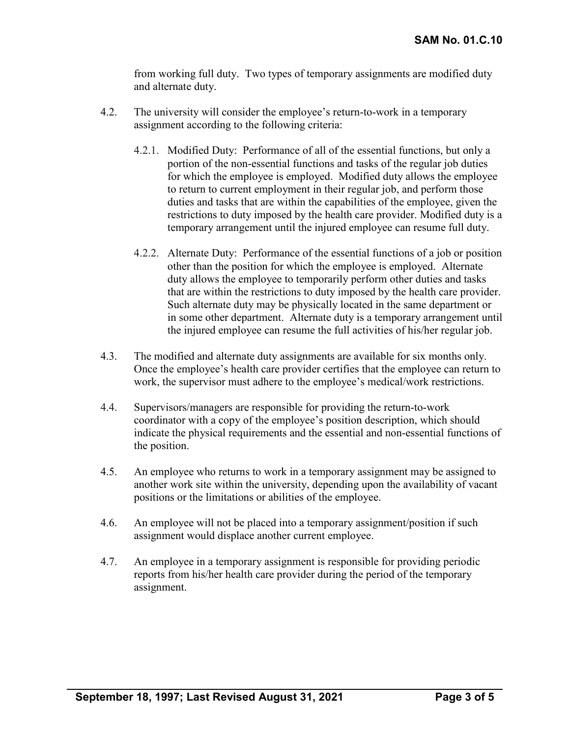from working full duty. Two types of temporary assignments are modified duty and alternate duty.

4.2. The university will consider the employee's return-to-work in a temporary assignment according to the following criteria:

4.2.1. Modified Duty: Performance of all of the essential functions, but only a portion of the non-essential functions and tasks of the regular job duties for which the employee is employed. Modified duty allows the employee to return to current employment in their regular job, and perform those duties and tasks that are within the capabilities of the employee, given the restrictions to duty imposed by the health care provider. Modified duty is a temporary arrangement until the injured employee can resume full duty.

4.2.2. Alternate Duty: Performance of the essential functions of a job or position other than the position for which the employee is employed. Alternate duty allows the employee to temporarily perform other duties and tasks that are within the restrictions to duty imposed by the health care provider. Such alternate duty may be physically located in the same department or in some other department. Alternate duty is a temporary arrangement until the injured employee can resume the full activities of his/her regular job.

4.3. The modified and alternate duty assignments are available for six months only. Once the employee's health care provider certifies that the employee can return to work, the supervisor must adhere to the employee's medical/work restrictions.

4.4. Supervisors/managers are responsible for providing the return-to-work coordinator with a copy of the employee's position description, which should indicate the physical requirements and the essential and non-essential functions of the position.

4.5. An employee who returns to work in a temporary assignment may be assigned to another work site within the university, depending upon the availability of vacant positions or the limitations or abilities of the employee.

4.6. An employee will not be placed into a temporary assignment/position if such assignment would displace another current employee.

4.7. An employee in a temporary assignment is responsible for providing periodic reports from his/her health care provider during the period of the temporary assignment.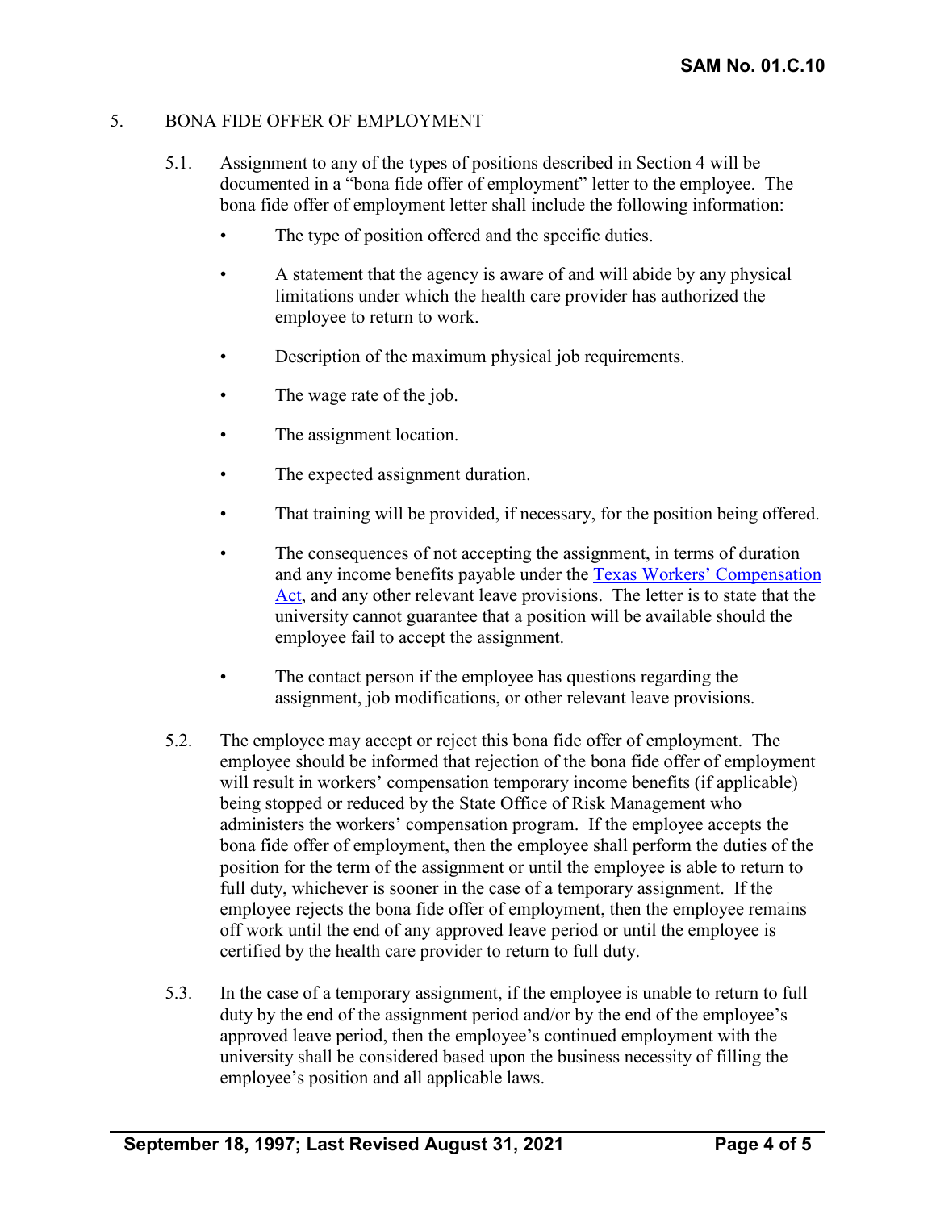## 5. BONA FIDE OFFER OF EMPLOYMENT

5.1. Assignment to any of the types of positions described in Section 4 will be documented in a "bona fide offer of employment" letter to the employee. The bona fide offer of employment letter shall include the following information:

- The type of position offered and the specific duties.
- A statement that the agency is aware of and will abide by any physical limitations under which the health care provider has authorized the employee to return to work.
- Description of the maximum physical job requirements.
- The wage rate of the job.
- The assignment location.
- The expected assignment duration.
- That training will be provided, if necessary, for the position being offered.
- The consequences of not accepting the assignment, in terms of duration and any income benefits payable under the Texas Workers' Compensation Act, and any other relevant leave provisions. The letter is to state that the university cannot guarantee that a position will be available should the employee fail to accept the assignment.
- The contact person if the employee has questions regarding the assignment, job modifications, or other relevant leave provisions.

5.2. The employee may accept or reject this bona fide offer of employment. The employee should be informed that rejection of the bona fide offer of employment will result in workers' compensation temporary income benefits (if applicable) being stopped or reduced by the State Office of Risk Management who administers the workers' compensation program. If the employee accepts the bona fide offer of employment, then the employee shall perform the duties of the position for the term of the assignment or until the employee is able to return to full duty, whichever is sooner in the case of a temporary assignment. If the employee rejects the bona fide offer of employment, then the employee remains off work until the end of any approved leave period or until the employee is certified by the health care provider to return to full duty.

5.3. In the case of a temporary assignment, if the employee is unable to return to full duty by the end of the assignment period and/or by the end of the employee's approved leave period, then the employee's continued employment with the university shall be considered based upon the business necessity of filling the employee's position and all applicable laws.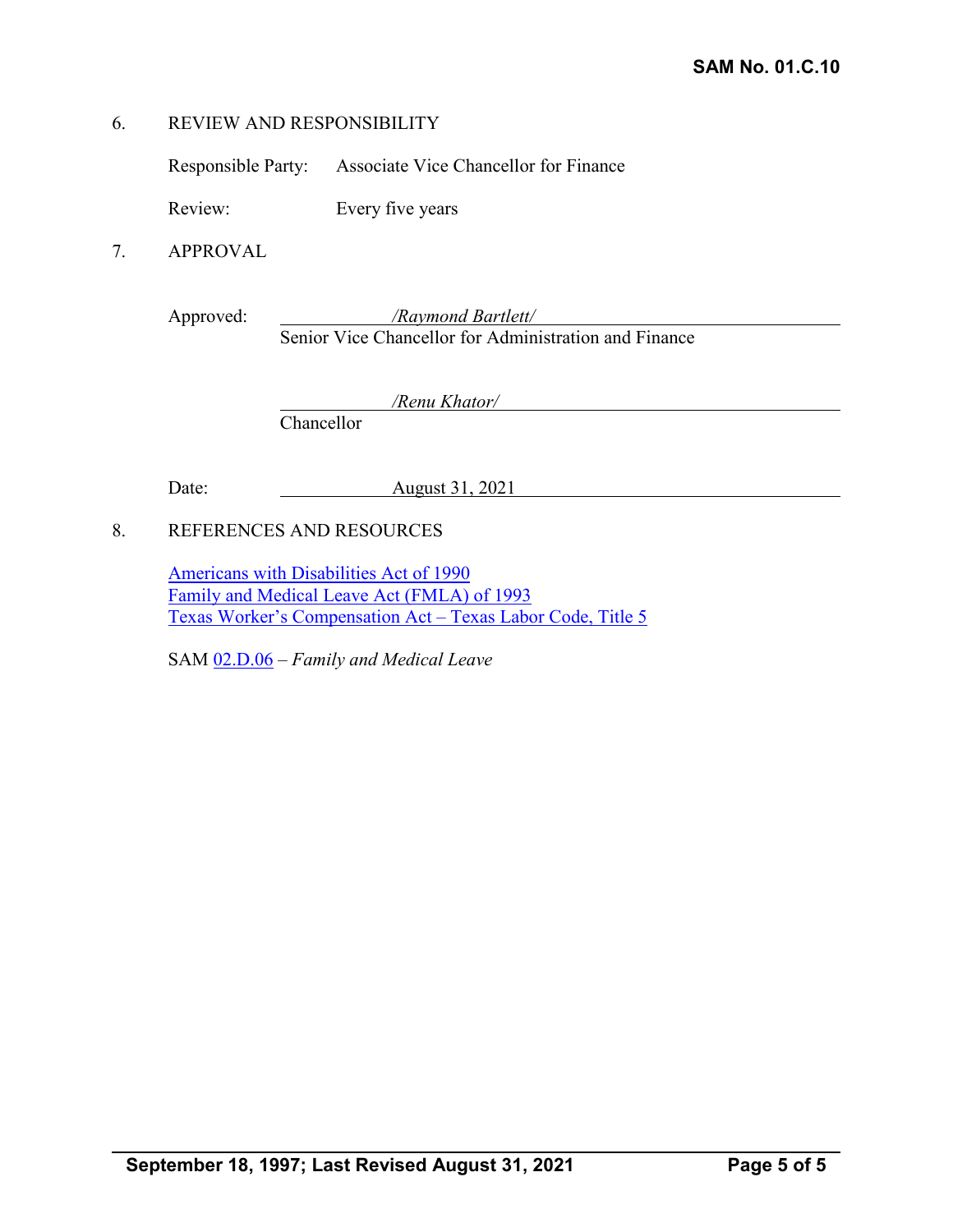6. REVIEW AND RESPONSIBILITY

Responsible Party: Associate Vice Chancellor for Finance

Review: Every five years

7. APPROVAL

Approved: */Raymond Bartlett/*
Senior Vice Chancellor for Administration and Finance

*/Renu Khator/*
Chancellor

Date: August 31, 2021

8. REFERENCES AND RESOURCES

Americans with Disabilities Act of 1990
Family and Medical Leave Act (FMLA) of 1993
Texas Worker's Compensation Act – Texas Labor Code, Title 5

SAM 02.D.06 – *Family and Medical Leave*